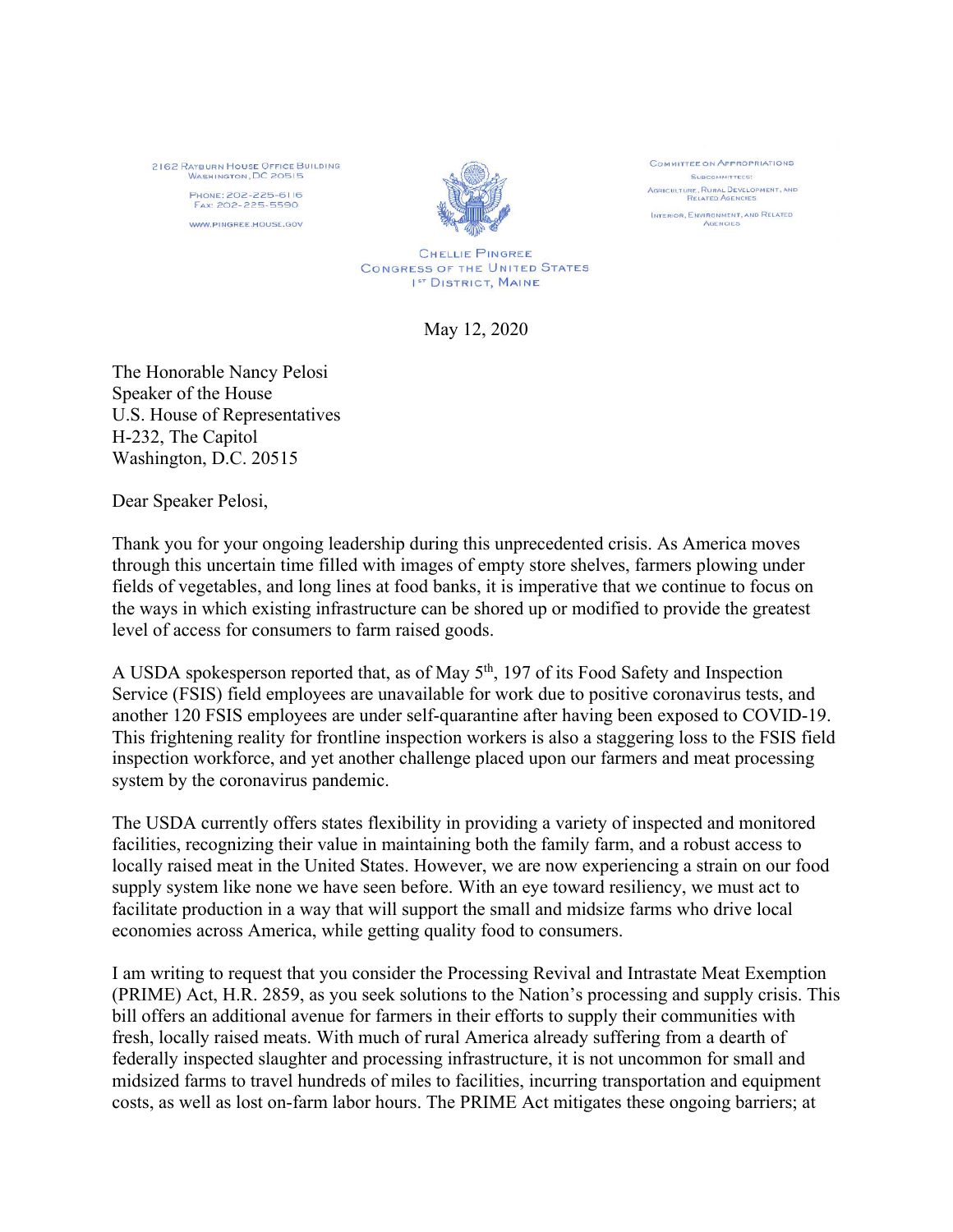2162 Rayburn House Office Building
Washington, DC 20515

Phone: 202-225-6116
Fax: 202-225-5590

www.pingree.house.gov

Chellie Pingree
Congress of the United States
1st District, Maine

Committee on Appropriations

Subcommittees:

Agriculture, Rural Development, and Related Agencies

Interior, Environment, and Related Agencies

May 12, 2020

The Honorable Nancy Pelosi
Speaker of the House
U.S. House of Representatives
H-232, The Capitol
Washington, D.C. 20515

Dear Speaker Pelosi,

Thank you for your ongoing leadership during this unprecedented crisis. As America moves through this uncertain time filled with images of empty store shelves, farmers plowing under fields of vegetables, and long lines at food banks, it is imperative that we continue to focus on the ways in which existing infrastructure can be shored up or modified to provide the greatest level of access for consumers to farm raised goods.

A USDA spokesperson reported that, as of May 5th, 197 of its Food Safety and Inspection Service (FSIS) field employees are unavailable for work due to positive coronavirus tests, and another 120 FSIS employees are under self-quarantine after having been exposed to COVID-19. This frightening reality for frontline inspection workers is also a staggering loss to the FSIS field inspection workforce, and yet another challenge placed upon our farmers and meat processing system by the coronavirus pandemic.

The USDA currently offers states flexibility in providing a variety of inspected and monitored facilities, recognizing their value in maintaining both the family farm, and a robust access to locally raised meat in the United States. However, we are now experiencing a strain on our food supply system like none we have seen before. With an eye toward resiliency, we must act to facilitate production in a way that will support the small and midsize farms who drive local economies across America, while getting quality food to consumers.

I am writing to request that you consider the Processing Revival and Intrastate Meat Exemption (PRIME) Act, H.R. 2859, as you seek solutions to the Nation's processing and supply crisis. This bill offers an additional avenue for farmers in their efforts to supply their communities with fresh, locally raised meats. With much of rural America already suffering from a dearth of federally inspected slaughter and processing infrastructure, it is not uncommon for small and midsized farms to travel hundreds of miles to facilities, incurring transportation and equipment costs, as well as lost on-farm labor hours. The PRIME Act mitigates these ongoing barriers; at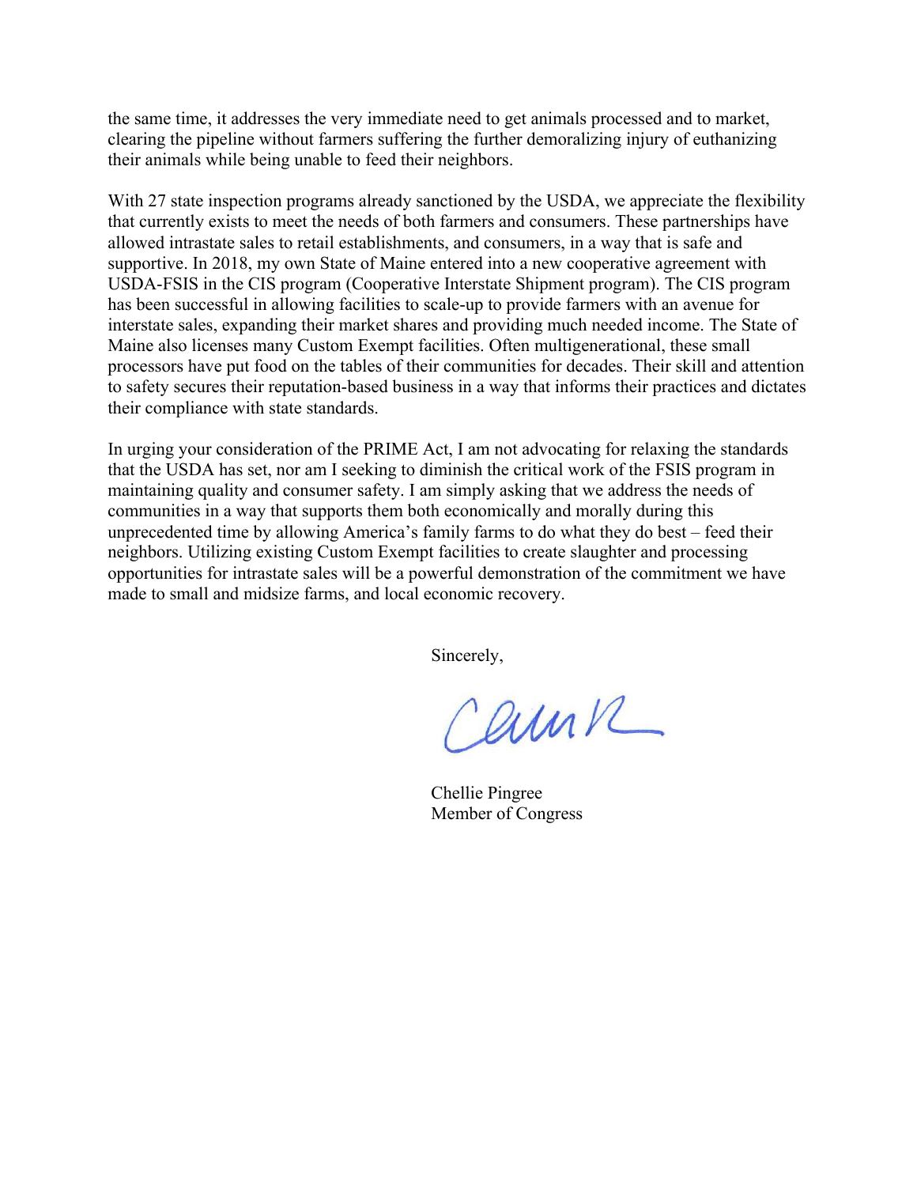the same time, it addresses the very immediate need to get animals processed and to market, clearing the pipeline without farmers suffering the further demoralizing injury of euthanizing their animals while being unable to feed their neighbors.

With 27 state inspection programs already sanctioned by the USDA, we appreciate the flexibility that currently exists to meet the needs of both farmers and consumers. These partnerships have allowed intrastate sales to retail establishments, and consumers, in a way that is safe and supportive. In 2018, my own State of Maine entered into a new cooperative agreement with USDA-FSIS in the CIS program (Cooperative Interstate Shipment program). The CIS program has been successful in allowing facilities to scale-up to provide farmers with an avenue for interstate sales, expanding their market shares and providing much needed income. The State of Maine also licenses many Custom Exempt facilities. Often multigenerational, these small processors have put food on the tables of their communities for decades. Their skill and attention to safety secures their reputation-based business in a way that informs their practices and dictates their compliance with state standards.

In urging your consideration of the PRIME Act, I am not advocating for relaxing the standards that the USDA has set, nor am I seeking to diminish the critical work of the FSIS program in maintaining quality and consumer safety. I am simply asking that we address the needs of communities in a way that supports them both economically and morally during this unprecedented time by allowing America's family farms to do what they do best – feed their neighbors. Utilizing existing Custom Exempt facilities to create slaughter and processing opportunities for intrastate sales will be a powerful demonstration of the commitment we have made to small and midsize farms, and local economic recovery.

Sincerely,

Chellie Pingree
Member of Congress